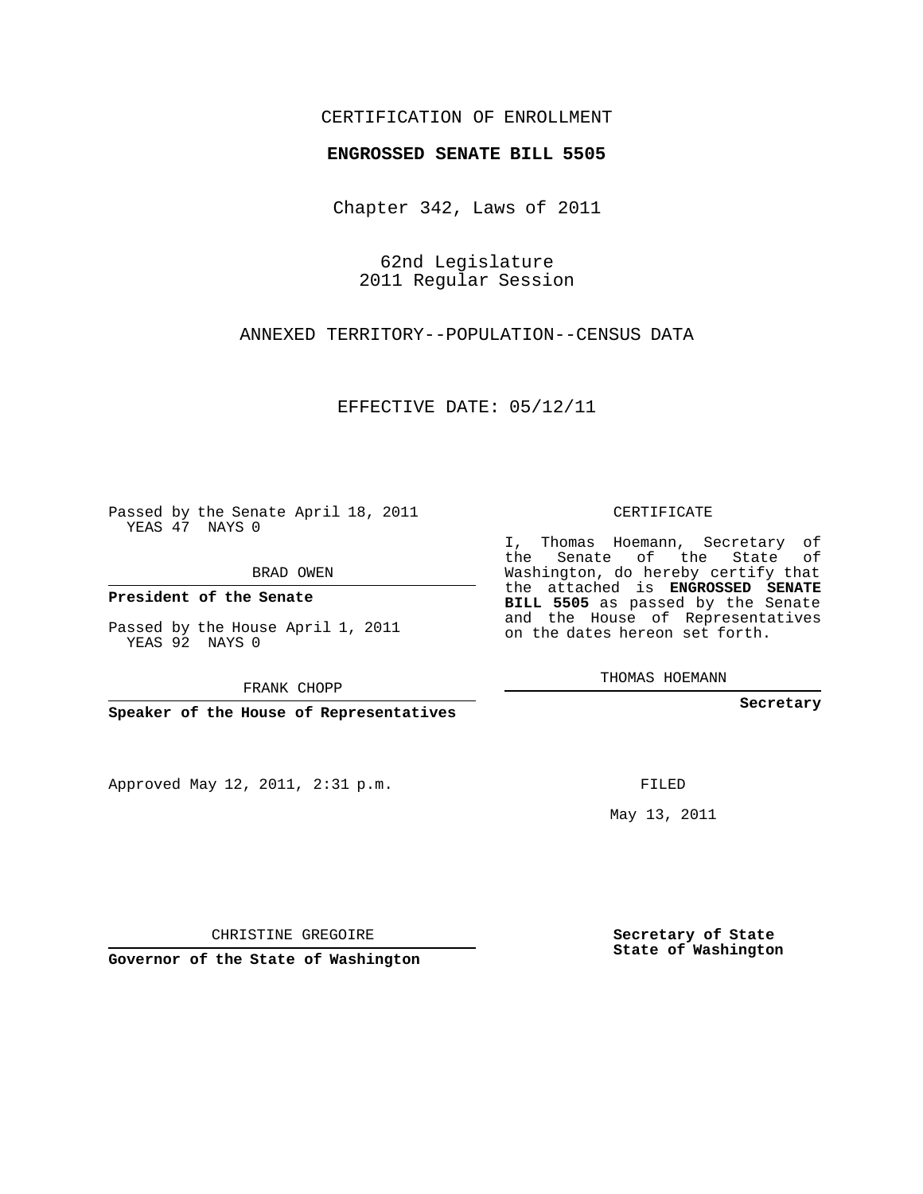CERTIFICATION OF ENROLLMENT

**ENGROSSED SENATE BILL 5505**

Chapter 342, Laws of 2011

62nd Legislature
2011 Regular Session

ANNEXED TERRITORY--POPULATION--CENSUS DATA

EFFECTIVE DATE: 05/12/11

Passed by the Senate April 18, 2011
YEAS 47 NAYS 0

BRAD OWEN

**President of the Senate**

Passed by the House April 1, 2011
YEAS 92 NAYS 0

FRANK CHOPP

**Speaker of the House of Representatives**

Approved May 12, 2011, 2:31 p.m.

CHRISTINE GREGOIRE

**Governor of the State of Washington**

CERTIFICATE

I, Thomas Hoemann, Secretary of the Senate of the State of Washington, do hereby certify that the attached is **ENGROSSED SENATE BILL 5505** as passed by the Senate and the House of Representatives on the dates hereon set forth.

THOMAS HOEMANN

**Secretary**

FILED

May 13, 2011

**Secretary of State**
**State of Washington**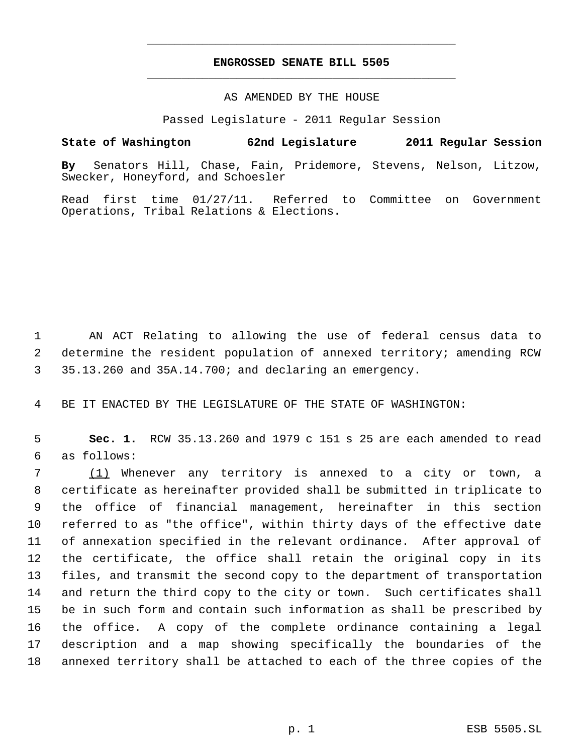# ENGROSSED SENATE BILL 5505

AS AMENDED BY THE HOUSE

Passed Legislature - 2011 Regular Session

**State of Washington 62nd Legislature 2011 Regular Session**

**By** Senators Hill, Chase, Fain, Pridemore, Stevens, Nelson, Litzow, Swecker, Honeyford, and Schoesler

Read first time 01/27/11. Referred to Committee on Government Operations, Tribal Relations & Elections.

1 AN ACT Relating to allowing the use of federal census data to
2 determine the resident population of annexed territory; amending RCW
3 35.13.260 and 35A.14.700; and declaring an emergency.

4 BE IT ENACTED BY THE LEGISLATURE OF THE STATE OF WASHINGTON:

5 **Sec. 1.** RCW 35.13.260 and 1979 c 151 s 25 are each amended to read
6 as follows:

7 <u>(1)</u> Whenever any territory is annexed to a city or town, a
8 certificate as hereinafter provided shall be submitted in triplicate to
9 the office of financial management, hereinafter in this section
10 referred to as "the office", within thirty days of the effective date
11 of annexation specified in the relevant ordinance. After approval of
12 the certificate, the office shall retain the original copy in its
13 files, and transmit the second copy to the department of transportation
14 and return the third copy to the city or town. Such certificates shall
15 be in such form and contain such information as shall be prescribed by
16 the office. A copy of the complete ordinance containing a legal
17 description and a map showing specifically the boundaries of the
18 annexed territory shall be attached to each of the three copies of the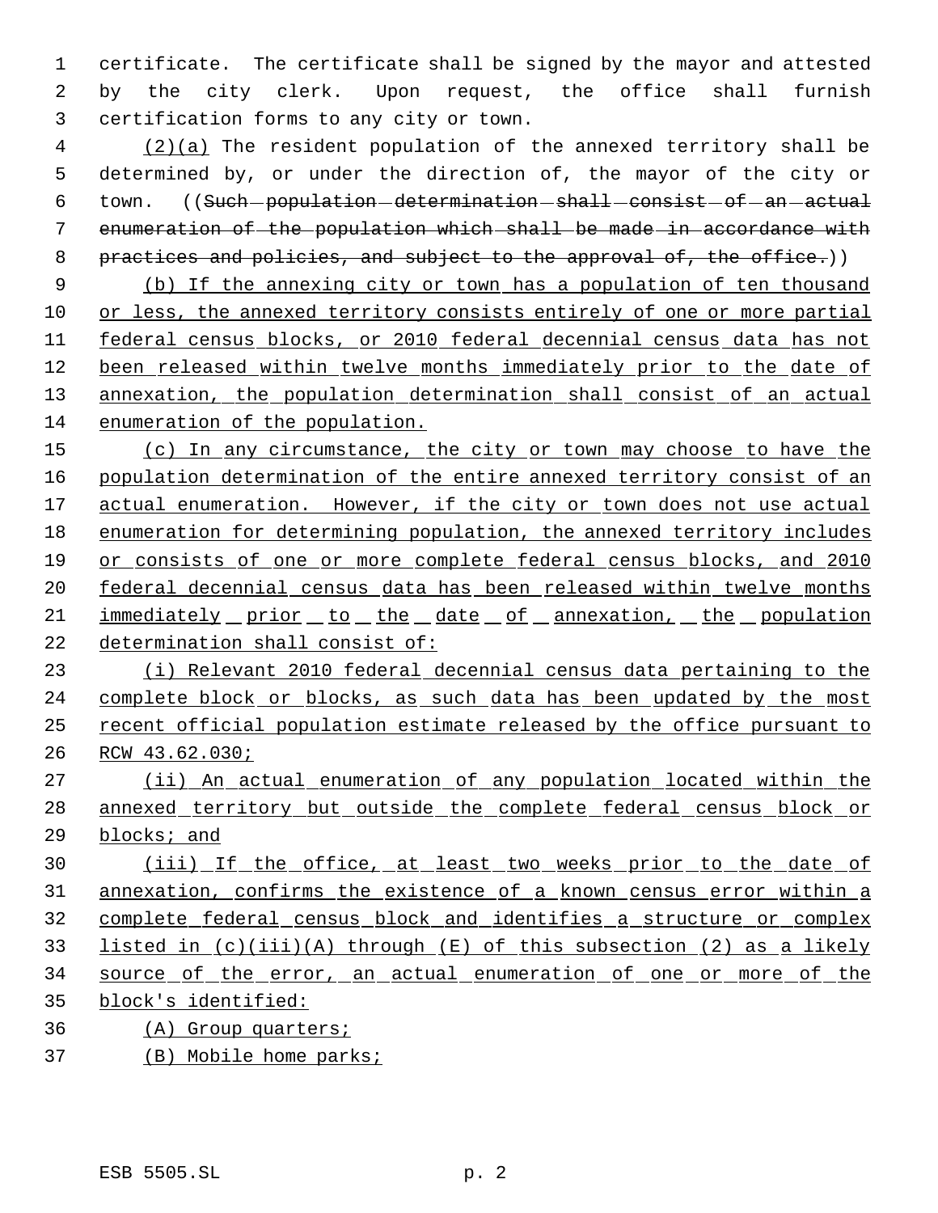certificate. The certificate shall be signed by the mayor and attested by the city clerk. Upon request, the office shall furnish certification forms to any city or town.

(2)(a) The resident population of the annexed territory shall be determined by, or under the direction of, the mayor of the city or town. ((~~Such population determination shall consist of an actual enumeration of the population which shall be made in accordance with practices and policies, and subject to the approval of, the office.~~))

(b) If the annexing city or town has a population of ten thousand or less, the annexed territory consists entirely of one or more partial federal census blocks, or 2010 federal decennial census data has not been released within twelve months immediately prior to the date of annexation, the population determination shall consist of an actual enumeration of the population.

(c) In any circumstance, the city or town may choose to have the population determination of the entire annexed territory consist of an actual enumeration. However, if the city or town does not use actual enumeration for determining population, the annexed territory includes or consists of one or more complete federal census blocks, and 2010 federal decennial census data has been released within twelve months immediately prior to the date of annexation, the population determination shall consist of:

(i) Relevant 2010 federal decennial census data pertaining to the complete block or blocks, as such data has been updated by the most recent official population estimate released by the office pursuant to RCW 43.62.030;

(ii) An actual enumeration of any population located within the annexed territory but outside the complete federal census block or blocks; and

(iii) If the office, at least two weeks prior to the date of annexation, confirms the existence of a known census error within a complete federal census block and identifies a structure or complex listed in (c)(iii)(A) through (E) of this subsection (2) as a likely source of the error, an actual enumeration of one or more of the block's identified:

(A) Group quarters;

(B) Mobile home parks;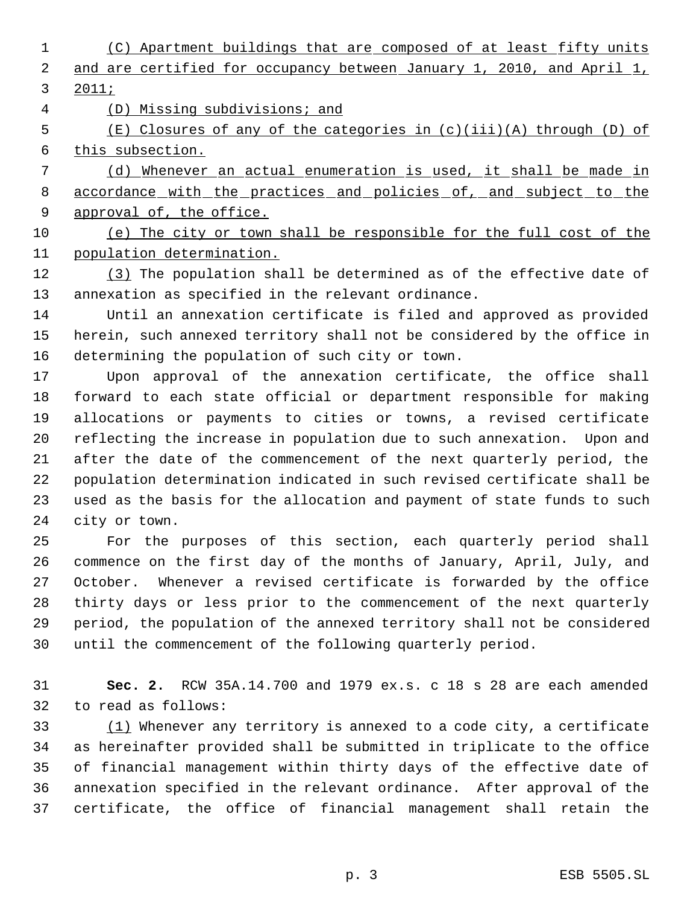(C) Apartment buildings that are composed of at least fifty units and are certified for occupancy between January 1, 2010, and April 1, 2011;

(D) Missing subdivisions; and

(E) Closures of any of the categories in (c)(iii)(A) through (D) of this subsection.

(d) Whenever an actual enumeration is used, it shall be made in accordance with the practices and policies of, and subject to the approval of, the office.

(e) The city or town shall be responsible for the full cost of the population determination.

(3) The population shall be determined as of the effective date of annexation as specified in the relevant ordinance.

Until an annexation certificate is filed and approved as provided herein, such annexed territory shall not be considered by the office in determining the population of such city or town.

Upon approval of the annexation certificate, the office shall forward to each state official or department responsible for making allocations or payments to cities or towns, a revised certificate reflecting the increase in population due to such annexation. Upon and after the date of the commencement of the next quarterly period, the population determination indicated in such revised certificate shall be used as the basis for the allocation and payment of state funds to such city or town.

For the purposes of this section, each quarterly period shall commence on the first day of the months of January, April, July, and October. Whenever a revised certificate is forwarded by the office thirty days or less prior to the commencement of the next quarterly period, the population of the annexed territory shall not be considered until the commencement of the following quarterly period.

**Sec. 2.** RCW 35A.14.700 and 1979 ex.s. c 18 s 28 are each amended to read as follows:

(1) Whenever any territory is annexed to a code city, a certificate as hereinafter provided shall be submitted in triplicate to the office of financial management within thirty days of the effective date of annexation specified in the relevant ordinance. After approval of the certificate, the office of financial management shall retain the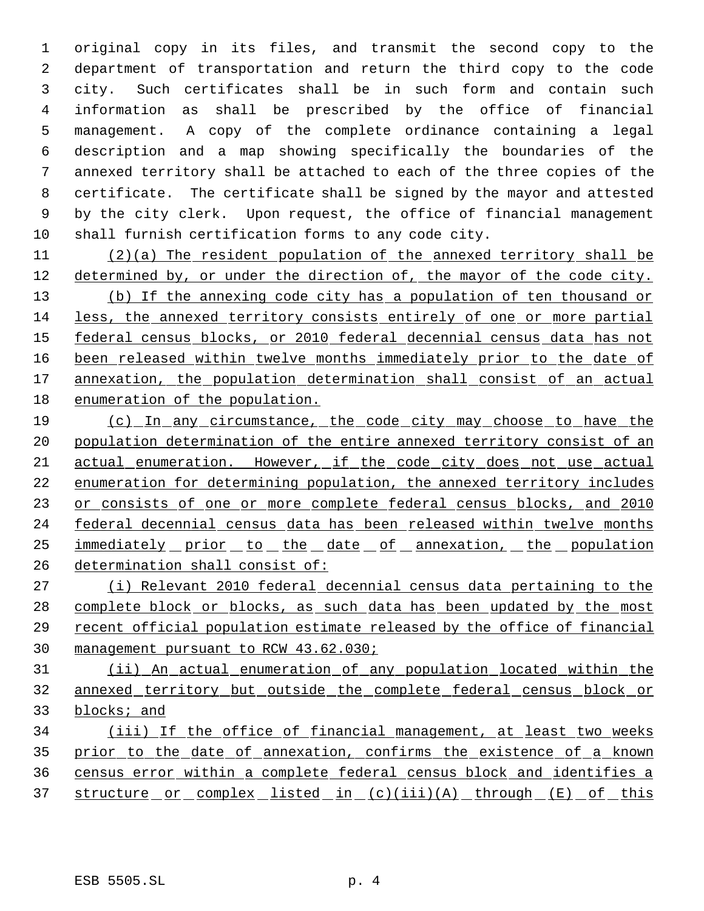original copy in its files, and transmit the second copy to the department of transportation and return the third copy to the code city. Such certificates shall be in such form and contain such information as shall be prescribed by the office of financial management. A copy of the complete ordinance containing a legal description and a map showing specifically the boundaries of the annexed territory shall be attached to each of the three copies of the certificate. The certificate shall be signed by the mayor and attested by the city clerk. Upon request, the office of financial management shall furnish certification forms to any code city.

(2)(a) The resident population of the annexed territory shall be determined by, or under the direction of, the mayor of the code city.

(b) If the annexing code city has a population of ten thousand or less, the annexed territory consists entirely of one or more partial federal census blocks, or 2010 federal decennial census data has not been released within twelve months immediately prior to the date of annexation, the population determination shall consist of an actual enumeration of the population.

(c) In any circumstance, the code city may choose to have the population determination of the entire annexed territory consist of an actual enumeration. However, if the code city does not use actual enumeration for determining population, the annexed territory includes or consists of one or more complete federal census blocks, and 2010 federal decennial census data has been released within twelve months immediately prior to the date of annexation, the population determination shall consist of:

(i) Relevant 2010 federal decennial census data pertaining to the complete block or blocks, as such data has been updated by the most recent official population estimate released by the office of financial management pursuant to RCW 43.62.030;

(ii) An actual enumeration of any population located within the annexed territory but outside the complete federal census block or blocks; and

(iii) If the office of financial management, at least two weeks prior to the date of annexation, confirms the existence of a known census error within a complete federal census block and identifies a structure or complex listed in (c)(iii)(A) through (E) of this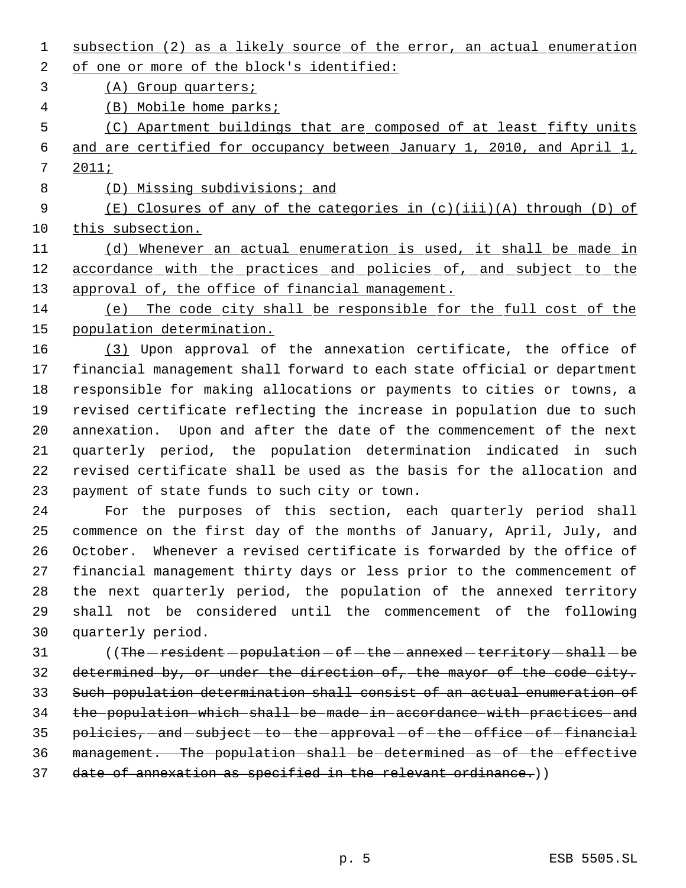subsection (2) as a likely source of the error, an actual enumeration of one or more of the block's identified:

(A) Group quarters;

(B) Mobile home parks;

(C) Apartment buildings that are composed of at least fifty units and are certified for occupancy between January 1, 2010, and April 1, 2011;

(D) Missing subdivisions; and

(E) Closures of any of the categories in (c)(iii)(A) through (D) of this subsection.

(d) Whenever an actual enumeration is used, it shall be made in accordance with the practices and policies of, and subject to the approval of, the office of financial management.

(e) The code city shall be responsible for the full cost of the population determination.

(3) Upon approval of the annexation certificate, the office of financial management shall forward to each state official or department responsible for making allocations or payments to cities or towns, a revised certificate reflecting the increase in population due to such annexation. Upon and after the date of the commencement of the next quarterly period, the population determination indicated in such revised certificate shall be used as the basis for the allocation and payment of state funds to such city or town.

For the purposes of this section, each quarterly period shall commence on the first day of the months of January, April, July, and October. Whenever a revised certificate is forwarded by the office of financial management thirty days or less prior to the commencement of the next quarterly period, the population of the annexed territory shall not be considered until the commencement of the following quarterly period.

((~~The resident population of the annexed territory shall be determined by, or under the direction of, the mayor of the code city. Such population determination shall consist of an actual enumeration of the population which shall be made in accordance with practices and policies, and subject to the approval of the office of financial management. The population shall be determined as of the effective date of annexation as specified in the relevant ordinance.~~))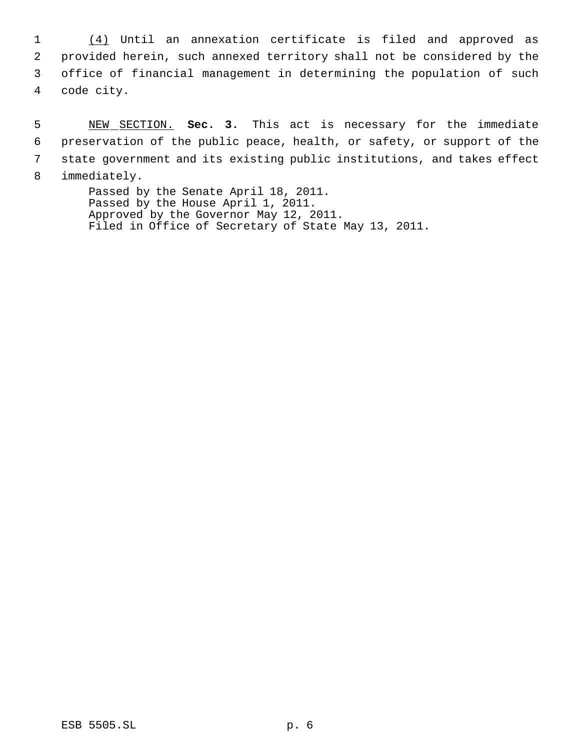(4) Until an annexation certificate is filed and approved as provided herein, such annexed territory shall not be considered by the office of financial management in determining the population of such code city.

NEW SECTION. **Sec. 3.** This act is necessary for the immediate preservation of the public peace, health, or safety, or support of the state government and its existing public institutions, and takes effect immediately.

Passed by the Senate April 18, 2011.
Passed by the House April 1, 2011.
Approved by the Governor May 12, 2011.
Filed in Office of Secretary of State May 13, 2011.